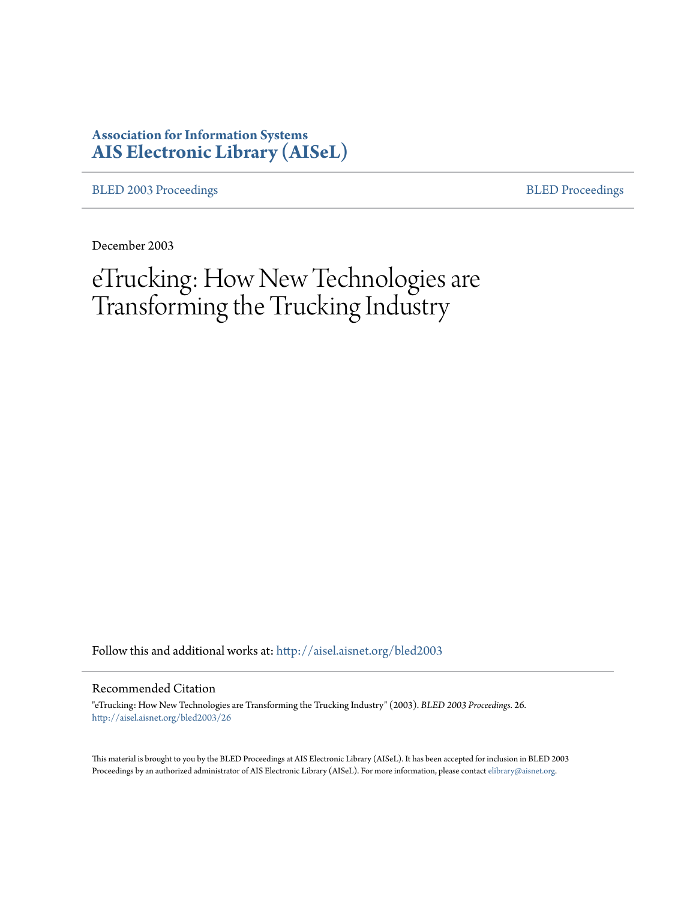**Association for Information Systems**
**AIS Electronic Library (AISeL)**

BLED 2003 Proceedings | BLED Proceedings

December 2003

# eTrucking: How New Technologies are Transforming the Trucking Industry

Follow this and additional works at: http://aisel.aisnet.org/bled2003

## Recommended Citation

"eTrucking: How New Technologies are Transforming the Trucking Industry" (2003). *BLED 2003 Proceedings*. 26.
http://aisel.aisnet.org/bled2003/26

This material is brought to you by the BLED Proceedings at AIS Electronic Library (AISeL). It has been accepted for inclusion in BLED 2003 Proceedings by an authorized administrator of AIS Electronic Library (AISeL). For more information, please contact elibrary@aisnet.org.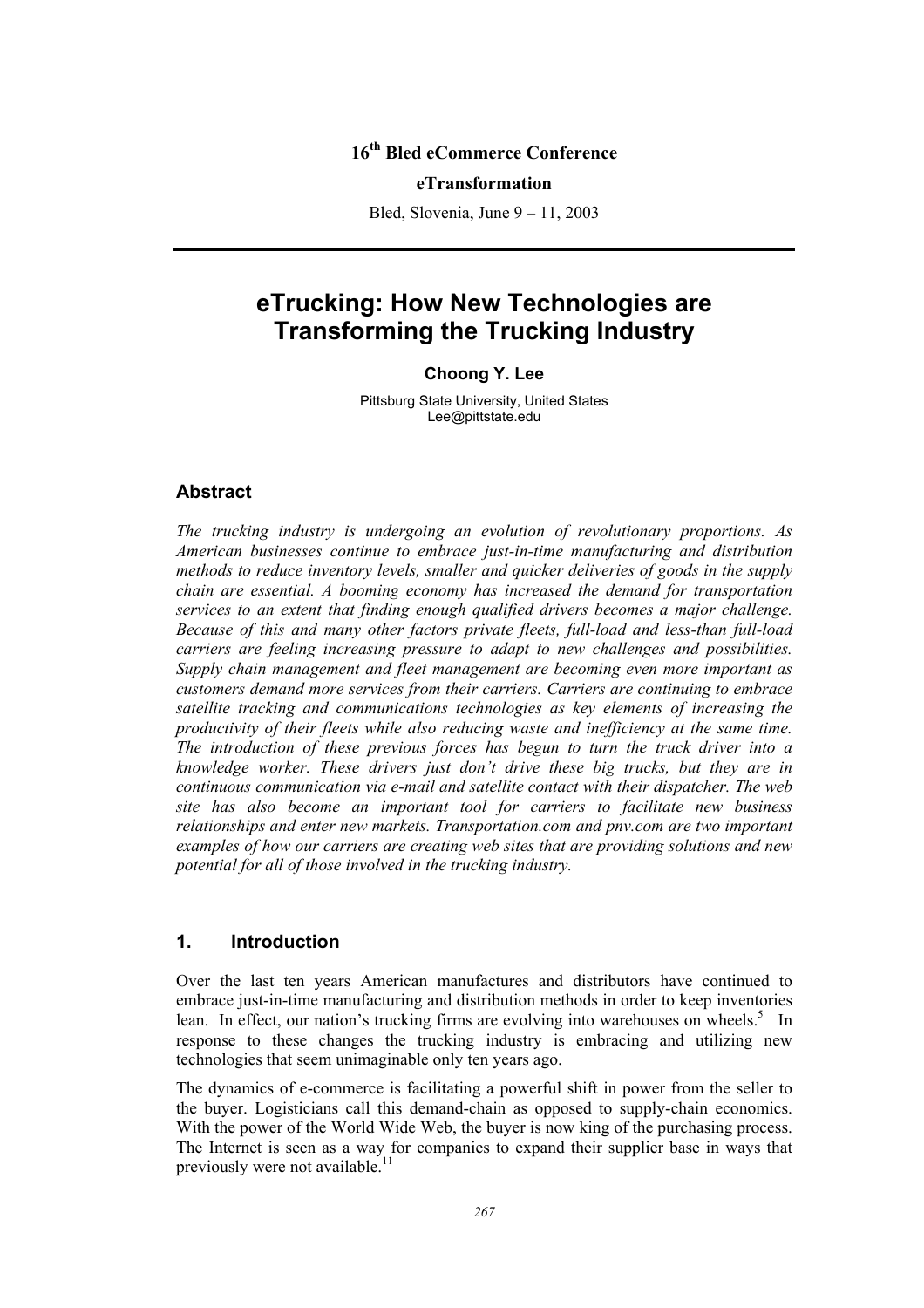16th Bled eCommerce Conference

**eTransformation**

Bled, Slovenia, June 9 – 11, 2003

---

# eTrucking: How New Technologies are Transforming the Trucking Industry

**Choong Y. Lee**

Pittsburg State University, United States
Lee@pittstate.edu

## Abstract

*The trucking industry is undergoing an evolution of revolutionary proportions. As American businesses continue to embrace just-in-time manufacturing and distribution methods to reduce inventory levels, smaller and quicker deliveries of goods in the supply chain are essential. A booming economy has increased the demand for transportation services to an extent that finding enough qualified drivers becomes a major challenge. Because of this and many other factors private fleets, full-load and less-than full-load carriers are feeling increasing pressure to adapt to new challenges and possibilities. Supply chain management and fleet management are becoming even more important as customers demand more services from their carriers. Carriers are continuing to embrace satellite tracking and communications technologies as key elements of increasing the productivity of their fleets while also reducing waste and inefficiency at the same time. The introduction of these previous forces has begun to turn the truck driver into a knowledge worker. These drivers just don't drive these big trucks, but they are in continuous communication via e-mail and satellite contact with their dispatcher. The web site has also become an important tool for carriers to facilitate new business relationships and enter new markets. Transportation.com and pnv.com are two important examples of how our carriers are creating web sites that are providing solutions and new potential for all of those involved in the trucking industry.*

## 1. Introduction

Over the last ten years American manufactures and distributors have continued to embrace just-in-time manufacturing and distribution methods in order to keep inventories lean. In effect, our nation's trucking firms are evolving into warehouses on wheels.[5] In response to these changes the trucking industry is embracing and utilizing new technologies that seem unimaginable only ten years ago.

The dynamics of e-commerce is facilitating a powerful shift in power from the seller to the buyer. Logisticians call this demand-chain as opposed to supply-chain economics. With the power of the World Wide Web, the buyer is now king of the purchasing process. The Internet is seen as a way for companies to expand their supplier base in ways that previously were not available.[11]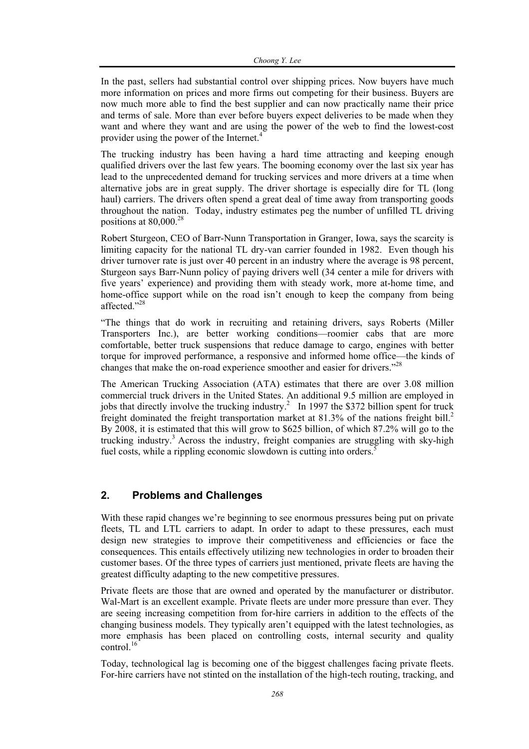In the past, sellers had substantial control over shipping prices. Now buyers have much more information on prices and more firms out competing for their business. Buyers are now much more able to find the best supplier and can now practically name their price and terms of sale. More than ever before buyers expect deliveries to be made when they want and where they want and are using the power of the web to find the lowest-cost provider using the power of the Internet.[4]

The trucking industry has been having a hard time attracting and keeping enough qualified drivers over the last few years. The booming economy over the last six year has lead to the unprecedented demand for trucking services and more drivers at a time when alternative jobs are in great supply. The driver shortage is especially dire for TL (long haul) carriers. The drivers often spend a great deal of time away from transporting goods throughout the nation. Today, industry estimates peg the number of unfilled TL driving positions at 80,000.[28]

Robert Sturgeon, CEO of Barr-Nunn Transportation in Granger, Iowa, says the scarcity is limiting capacity for the national TL dry-van carrier founded in 1982. Even though his driver turnover rate is just over 40 percent in an industry where the average is 98 percent, Sturgeon says Barr-Nunn policy of paying drivers well (34 center a mile for drivers with five years' experience) and providing them with steady work, more at-home time, and home-office support while on the road isn't enough to keep the company from being affected."[28]

"The things that do work in recruiting and retaining drivers, says Roberts (Miller Transporters Inc.), are better working conditions—roomier cabs that are more comfortable, better truck suspensions that reduce damage to cargo, engines with better torque for improved performance, a responsive and informed home office—the kinds of changes that make the on-road experience smoother and easier for drivers."[28]

The American Trucking Association (ATA) estimates that there are over 3.08 million commercial truck drivers in the United States. An additional 9.5 million are employed in jobs that directly involve the trucking industry.[2] In 1997 the $372 billion spent for truck freight dominated the freight transportation market at 81.3% of the nations freight bill.[2] By 2008, it is estimated that this will grow to $625 billion, of which 87.2% will go to the trucking industry.[3] Across the industry, freight companies are struggling with sky-high fuel costs, while a rippling economic slowdown is cutting into orders.[5]

## 2. Problems and Challenges

With these rapid changes we're beginning to see enormous pressures being put on private fleets, TL and LTL carriers to adapt. In order to adapt to these pressures, each must design new strategies to improve their competitiveness and efficiencies or face the consequences. This entails effectively utilizing new technologies in order to broaden their customer bases. Of the three types of carriers just mentioned, private fleets are having the greatest difficulty adapting to the new competitive pressures.

Private fleets are those that are owned and operated by the manufacturer or distributor. Wal-Mart is an excellent example. Private fleets are under more pressure than ever. They are seeing increasing competition from for-hire carriers in addition to the effects of the changing business models. They typically aren't equipped with the latest technologies, as more emphasis has been placed on controlling costs, internal security and quality control.[16]

Today, technological lag is becoming one of the biggest challenges facing private fleets. For-hire carriers have not stinted on the installation of the high-tech routing, tracking, and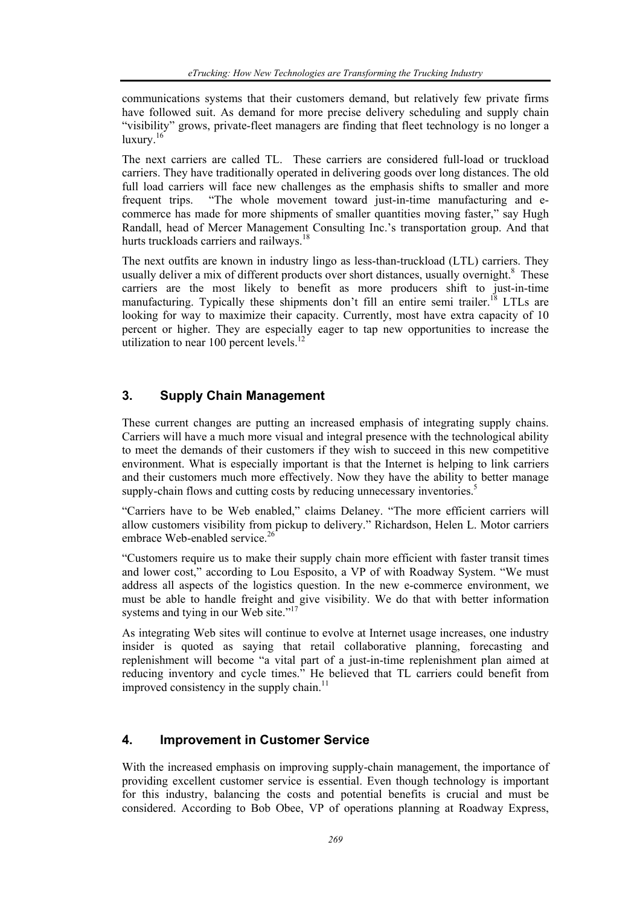communications systems that their customers demand, but relatively few private firms have followed suit. As demand for more precise delivery scheduling and supply chain "visibility" grows, private-fleet managers are finding that fleet technology is no longer a luxury.[16]

The next carriers are called TL. These carriers are considered full-load or truckload carriers. They have traditionally operated in delivering goods over long distances. The old full load carriers will face new challenges as the emphasis shifts to smaller and more frequent trips. "The whole movement toward just-in-time manufacturing and e-commerce has made for more shipments of smaller quantities moving faster," say Hugh Randall, head of Mercer Management Consulting Inc.'s transportation group. And that hurts truckloads carriers and railways.[18]

The next outfits are known in industry lingo as less-than-truckload (LTL) carriers. They usually deliver a mix of different products over short distances, usually overnight.[8] These carriers are the most likely to benefit as more producers shift to just-in-time manufacturing. Typically these shipments don't fill an entire semi trailer.[18] LTLs are looking for way to maximize their capacity. Currently, most have extra capacity of 10 percent or higher. They are especially eager to tap new opportunities to increase the utilization to near 100 percent levels.[12]

## 3. Supply Chain Management

These current changes are putting an increased emphasis of integrating supply chains. Carriers will have a much more visual and integral presence with the technological ability to meet the demands of their customers if they wish to succeed in this new competitive environment. What is especially important is that the Internet is helping to link carriers and their customers much more effectively. Now they have the ability to better manage supply-chain flows and cutting costs by reducing unnecessary inventories.[5]

"Carriers have to be Web enabled," claims Delaney. "The more efficient carriers will allow customers visibility from pickup to delivery." Richardson, Helen L. Motor carriers embrace Web-enabled service.[26]

"Customers require us to make their supply chain more efficient with faster transit times and lower cost," according to Lou Esposito, a VP of with Roadway System. "We must address all aspects of the logistics question. In the new e-commerce environment, we must be able to handle freight and give visibility. We do that with better information systems and tying in our Web site."[17]

As integrating Web sites will continue to evolve at Internet usage increases, one industry insider is quoted as saying that retail collaborative planning, forecasting and replenishment will become "a vital part of a just-in-time replenishment plan aimed at reducing inventory and cycle times." He believed that TL carriers could benefit from improved consistency in the supply chain.[11]

## 4. Improvement in Customer Service

With the increased emphasis on improving supply-chain management, the importance of providing excellent customer service is essential. Even though technology is important for this industry, balancing the costs and potential benefits is crucial and must be considered. According to Bob Obee, VP of operations planning at Roadway Express,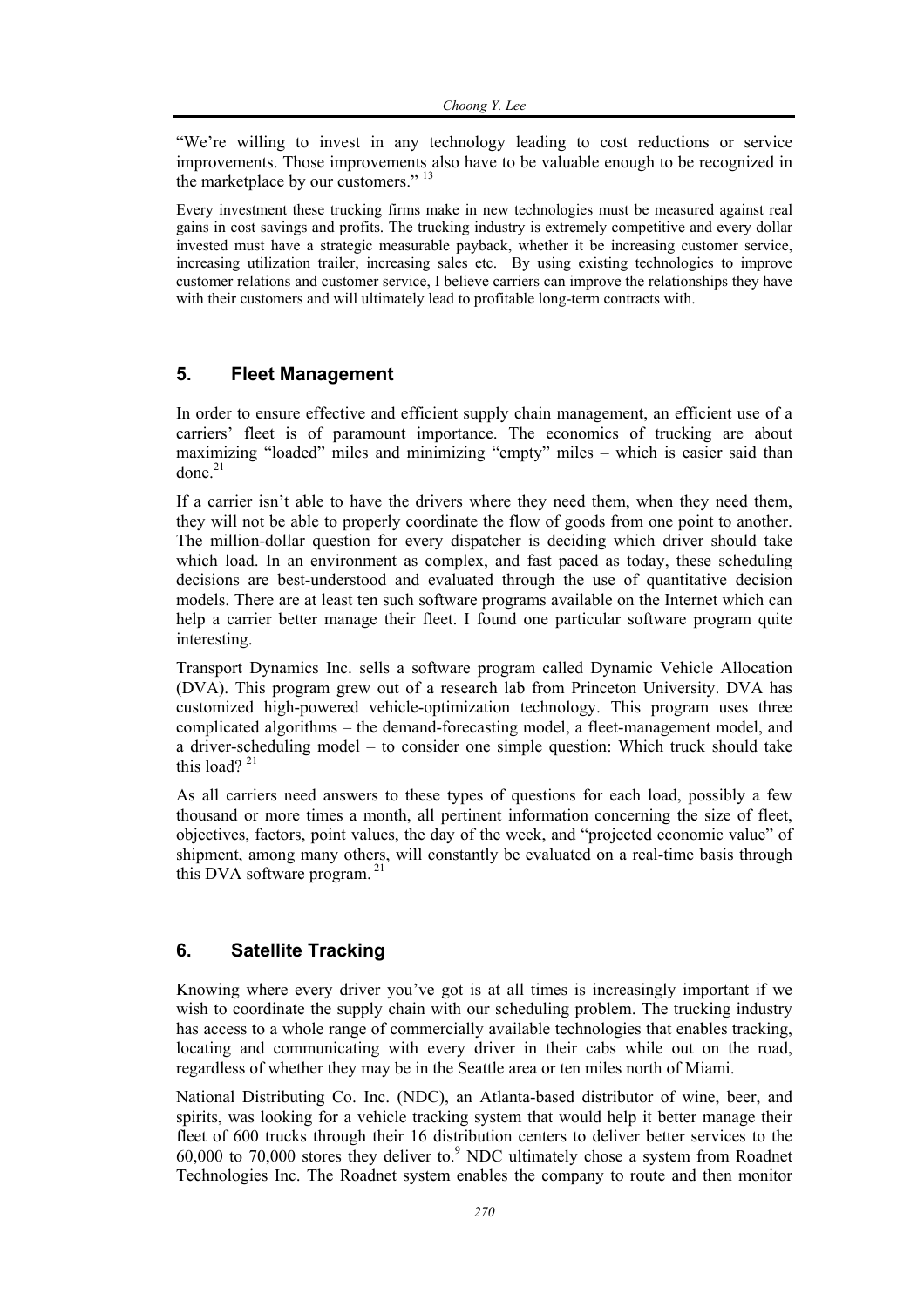"We're willing to invest in any technology leading to cost reductions or service improvements. Those improvements also have to be valuable enough to be recognized in the marketplace by our customers." [13]

Every investment these trucking firms make in new technologies must be measured against real gains in cost savings and profits. The trucking industry is extremely competitive and every dollar invested must have a strategic measurable payback, whether it be increasing customer service, increasing utilization trailer, increasing sales etc. By using existing technologies to improve customer relations and customer service, I believe carriers can improve the relationships they have with their customers and will ultimately lead to profitable long-term contracts with.

## 5. Fleet Management

In order to ensure effective and efficient supply chain management, an efficient use of a carriers' fleet is of paramount importance. The economics of trucking are about maximizing "loaded" miles and minimizing "empty" miles – which is easier said than done.[21]

If a carrier isn't able to have the drivers where they need them, when they need them, they will not be able to properly coordinate the flow of goods from one point to another. The million-dollar question for every dispatcher is deciding which driver should take which load. In an environment as complex, and fast paced as today, these scheduling decisions are best-understood and evaluated through the use of quantitative decision models. There are at least ten such software programs available on the Internet which can help a carrier better manage their fleet. I found one particular software program quite interesting.

Transport Dynamics Inc. sells a software program called Dynamic Vehicle Allocation (DVA). This program grew out of a research lab from Princeton University. DVA has customized high-powered vehicle-optimization technology. This program uses three complicated algorithms – the demand-forecasting model, a fleet-management model, and a driver-scheduling model – to consider one simple question: Which truck should take this load? [21]

As all carriers need answers to these types of questions for each load, possibly a few thousand or more times a month, all pertinent information concerning the size of fleet, objectives, factors, point values, the day of the week, and "projected economic value" of shipment, among many others, will constantly be evaluated on a real-time basis through this DVA software program. [21]

## 6. Satellite Tracking

Knowing where every driver you've got is at all times is increasingly important if we wish to coordinate the supply chain with our scheduling problem. The trucking industry has access to a whole range of commercially available technologies that enables tracking, locating and communicating with every driver in their cabs while out on the road, regardless of whether they may be in the Seattle area or ten miles north of Miami.

National Distributing Co. Inc. (NDC), an Atlanta-based distributor of wine, beer, and spirits, was looking for a vehicle tracking system that would help it better manage their fleet of 600 trucks through their 16 distribution centers to deliver better services to the 60,000 to 70,000 stores they deliver to.[9] NDC ultimately chose a system from Roadnet Technologies Inc. The Roadnet system enables the company to route and then monitor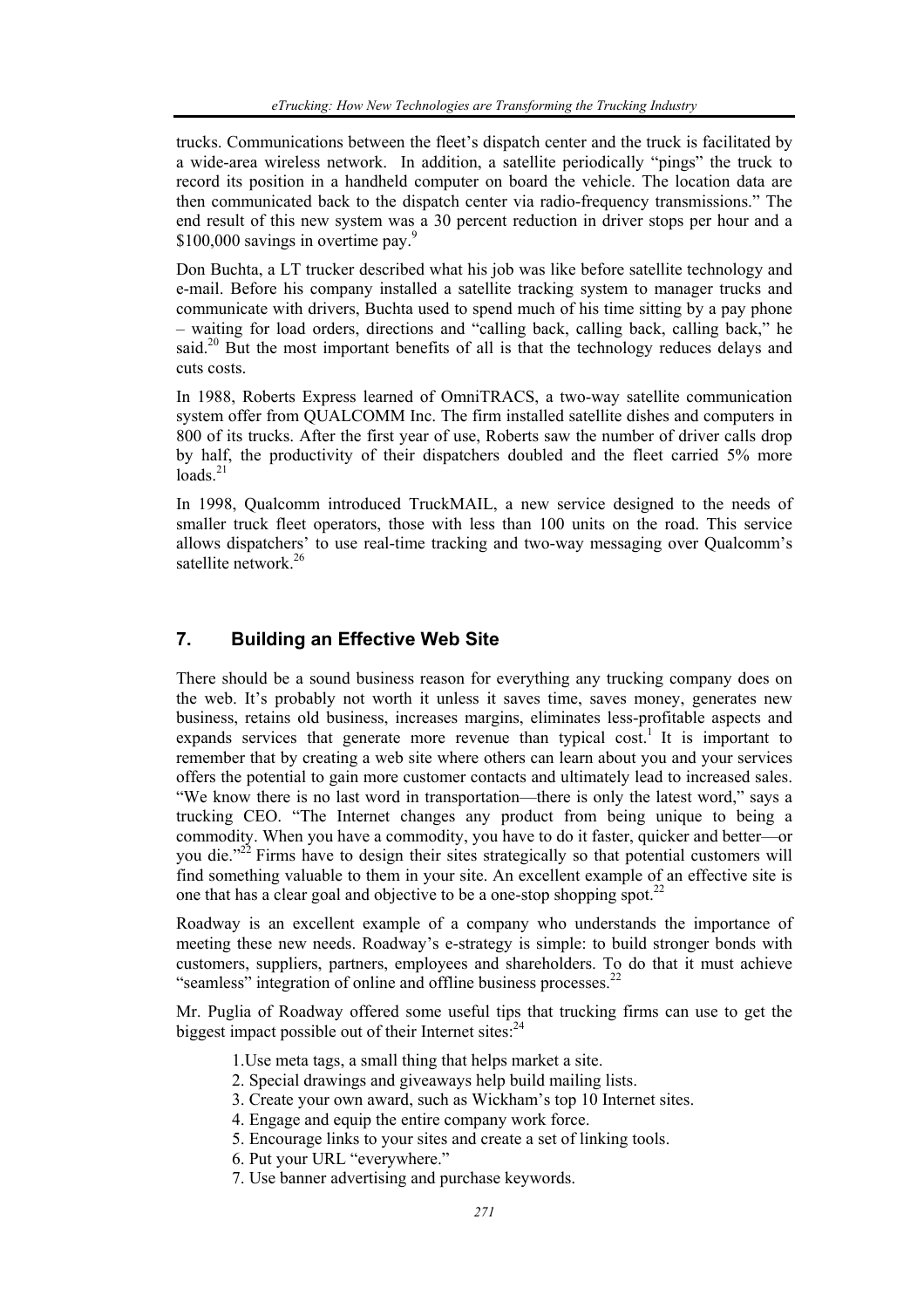trucks. Communications between the fleet's dispatch center and the truck is facilitated by a wide-area wireless network. In addition, a satellite periodically "pings" the truck to record its position in a handheld computer on board the vehicle. The location data are then communicated back to the dispatch center via radio-frequency transmissions." The end result of this new system was a 30 percent reduction in driver stops per hour and a $100,000 savings in overtime pay.[9]

Don Buchta, a LT trucker described what his job was like before satellite technology and e-mail. Before his company installed a satellite tracking system to manager trucks and communicate with drivers, Buchta used to spend much of his time sitting by a pay phone – waiting for load orders, directions and "calling back, calling back, calling back," he said.[20] But the most important benefits of all is that the technology reduces delays and cuts costs.

In 1988, Roberts Express learned of OmniTRACS, a two-way satellite communication system offer from QUALCOMM Inc. The firm installed satellite dishes and computers in 800 of its trucks. After the first year of use, Roberts saw the number of driver calls drop by half, the productivity of their dispatchers doubled and the fleet carried 5% more loads.[21]

In 1998, Qualcomm introduced TruckMAIL, a new service designed to the needs of smaller truck fleet operators, those with less than 100 units on the road. This service allows dispatchers' to use real-time tracking and two-way messaging over Qualcomm's satellite network.[26]

## 7. Building an Effective Web Site

There should be a sound business reason for everything any trucking company does on the web. It's probably not worth it unless it saves time, saves money, generates new business, retains old business, increases margins, eliminates less-profitable aspects and expands services that generate more revenue than typical cost.[1] It is important to remember that by creating a web site where others can learn about you and your services offers the potential to gain more customer contacts and ultimately lead to increased sales. "We know there is no last word in transportation—there is only the latest word," says a trucking CEO. "The Internet changes any product from being unique to being a commodity. When you have a commodity, you have to do it faster, quicker and better—or you die."[22] Firms have to design their sites strategically so that potential customers will find something valuable to them in your site. An excellent example of an effective site is one that has a clear goal and objective to be a one-stop shopping spot.[22]

Roadway is an excellent example of a company who understands the importance of meeting these new needs. Roadway's e-strategy is simple: to build stronger bonds with customers, suppliers, partners, employees and shareholders. To do that it must achieve "seamless" integration of online and offline business processes.[22]

Mr. Puglia of Roadway offered some useful tips that trucking firms can use to get the biggest impact possible out of their Internet sites:[24]

1. Use meta tags, a small thing that helps market a site.
2. Special drawings and giveaways help build mailing lists.
3. Create your own award, such as Wickham's top 10 Internet sites.
4. Engage and equip the entire company work force.
5. Encourage links to your sites and create a set of linking tools.
6. Put your URL "everywhere."
7. Use banner advertising and purchase keywords.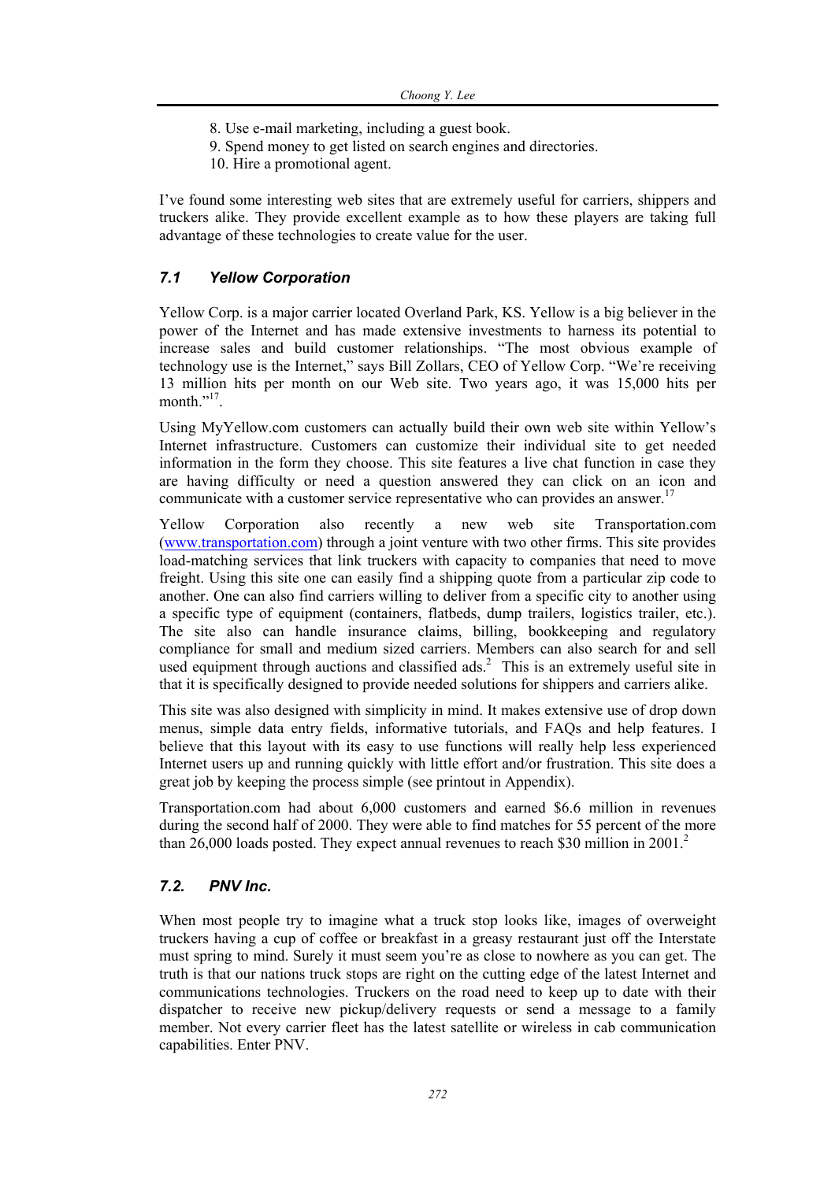8. Use e-mail marketing, including a guest book.
9. Spend money to get listed on search engines and directories.
10. Hire a promotional agent.

I've found some interesting web sites that are extremely useful for carriers, shippers and truckers alike. They provide excellent example as to how these players are taking full advantage of these technologies to create value for the user.

### *7.1 Yellow Corporation*

Yellow Corp. is a major carrier located Overland Park, KS. Yellow is a big believer in the power of the Internet and has made extensive investments to harness its potential to increase sales and build customer relationships. "The most obvious example of technology use is the Internet," says Bill Zollars, CEO of Yellow Corp. "We're receiving 13 million hits per month on our Web site. Two years ago, it was 15,000 hits per month."[17].

Using MyYellow.com customers can actually build their own web site within Yellow's Internet infrastructure. Customers can customize their individual site to get needed information in the form they choose. This site features a live chat function in case they are having difficulty or need a question answered they can click on an icon and communicate with a customer service representative who can provides an answer.[17]

Yellow Corporation also recently a new web site Transportation.com (www.transportation.com) through a joint venture with two other firms. This site provides load-matching services that link truckers with capacity to companies that need to move freight. Using this site one can easily find a shipping quote from a particular zip code to another. One can also find carriers willing to deliver from a specific city to another using a specific type of equipment (containers, flatbeds, dump trailers, logistics trailer, etc.). The site also can handle insurance claims, billing, bookkeeping and regulatory compliance for small and medium sized carriers. Members can also search for and sell used equipment through auctions and classified ads.[2] This is an extremely useful site in that it is specifically designed to provide needed solutions for shippers and carriers alike.

This site was also designed with simplicity in mind. It makes extensive use of drop down menus, simple data entry fields, informative tutorials, and FAQs and help features. I believe that this layout with its easy to use functions will really help less experienced Internet users up and running quickly with little effort and/or frustration. This site does a great job by keeping the process simple (see printout in Appendix).

Transportation.com had about 6,000 customers and earned $6.6 million in revenues during the second half of 2000. They were able to find matches for 55 percent of the more than 26,000 loads posted. They expect annual revenues to reach $30 million in 2001.[2]

### *7.2. PNV Inc.*

When most people try to imagine what a truck stop looks like, images of overweight truckers having a cup of coffee or breakfast in a greasy restaurant just off the Interstate must spring to mind. Surely it must seem you're as close to nowhere as you can get. The truth is that our nations truck stops are right on the cutting edge of the latest Internet and communications technologies. Truckers on the road need to keep up to date with their dispatcher to receive new pickup/delivery requests or send a message to a family member. Not every carrier fleet has the latest satellite or wireless in cab communication capabilities. Enter PNV.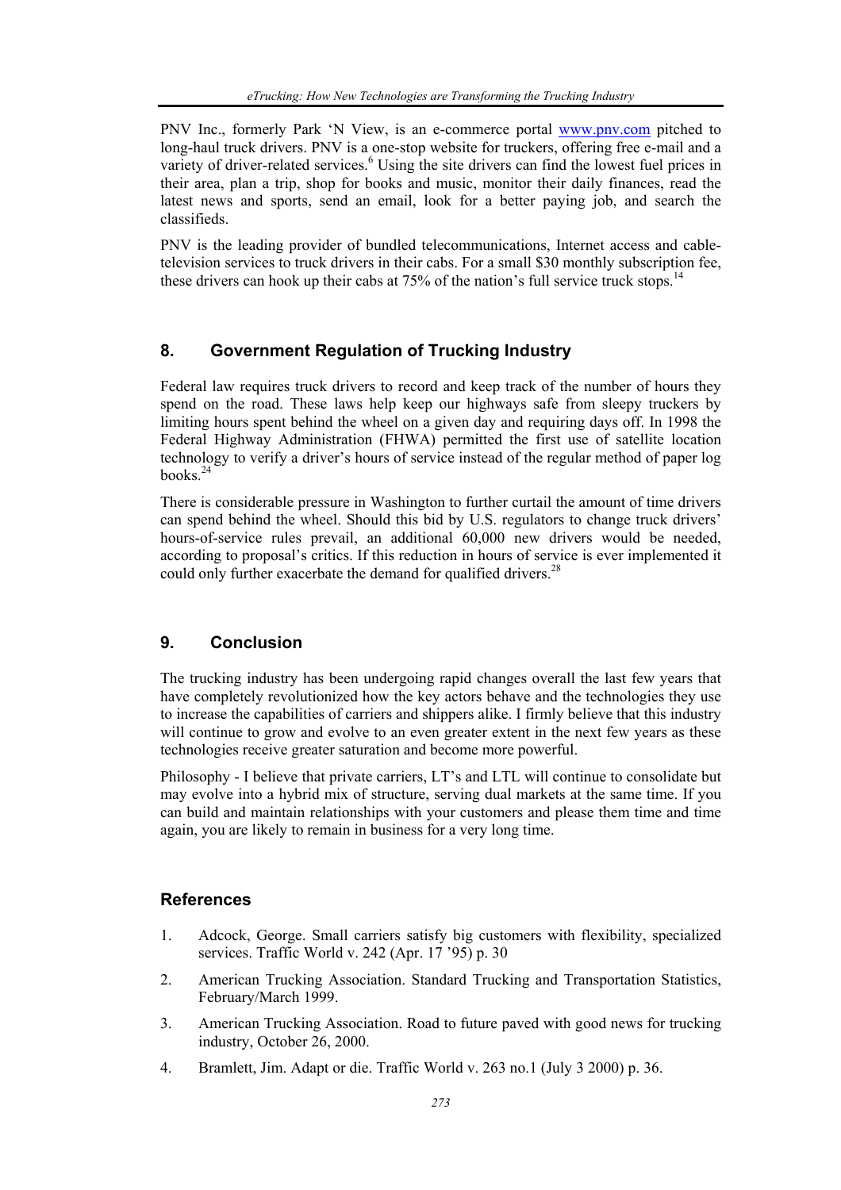PNV Inc., formerly Park 'N View, is an e-commerce portal www.pnv.com pitched to long-haul truck drivers. PNV is a one-stop website for truckers, offering free e-mail and a variety of driver-related services.[6] Using the site drivers can find the lowest fuel prices in their area, plan a trip, shop for books and music, monitor their daily finances, read the latest news and sports, send an email, look for a better paying job, and search the classifieds.

PNV is the leading provider of bundled telecommunications, Internet access and cable-television services to truck drivers in their cabs. For a small $30 monthly subscription fee, these drivers can hook up their cabs at 75% of the nation's full service truck stops.[14]

## 8. Government Regulation of Trucking Industry

Federal law requires truck drivers to record and keep track of the number of hours they spend on the road. These laws help keep our highways safe from sleepy truckers by limiting hours spent behind the wheel on a given day and requiring days off. In 1998 the Federal Highway Administration (FHWA) permitted the first use of satellite location technology to verify a driver's hours of service instead of the regular method of paper log books.[24]

There is considerable pressure in Washington to further curtail the amount of time drivers can spend behind the wheel. Should this bid by U.S. regulators to change truck drivers' hours-of-service rules prevail, an additional 60,000 new drivers would be needed, according to proposal's critics. If this reduction in hours of service is ever implemented it could only further exacerbate the demand for qualified drivers.[28]

## 9. Conclusion

The trucking industry has been undergoing rapid changes overall the last few years that have completely revolutionized how the key actors behave and the technologies they use to increase the capabilities of carriers and shippers alike. I firmly believe that this industry will continue to grow and evolve to an even greater extent in the next few years as these technologies receive greater saturation and become more powerful.

Philosophy - I believe that private carriers, LT's and LTL will continue to consolidate but may evolve into a hybrid mix of structure, serving dual markets at the same time. If you can build and maintain relationships with your customers and please them time and time again, you are likely to remain in business for a very long time.

## References

1. Adcock, George. Small carriers satisfy big customers with flexibility, specialized services. Traffic World v. 242 (Apr. 17 '95) p. 30
2. American Trucking Association. Standard Trucking and Transportation Statistics, February/March 1999.
3. American Trucking Association. Road to future paved with good news for trucking industry, October 26, 2000.
4. Bramlett, Jim. Adapt or die. Traffic World v. 263 no.1 (July 3 2000) p. 36.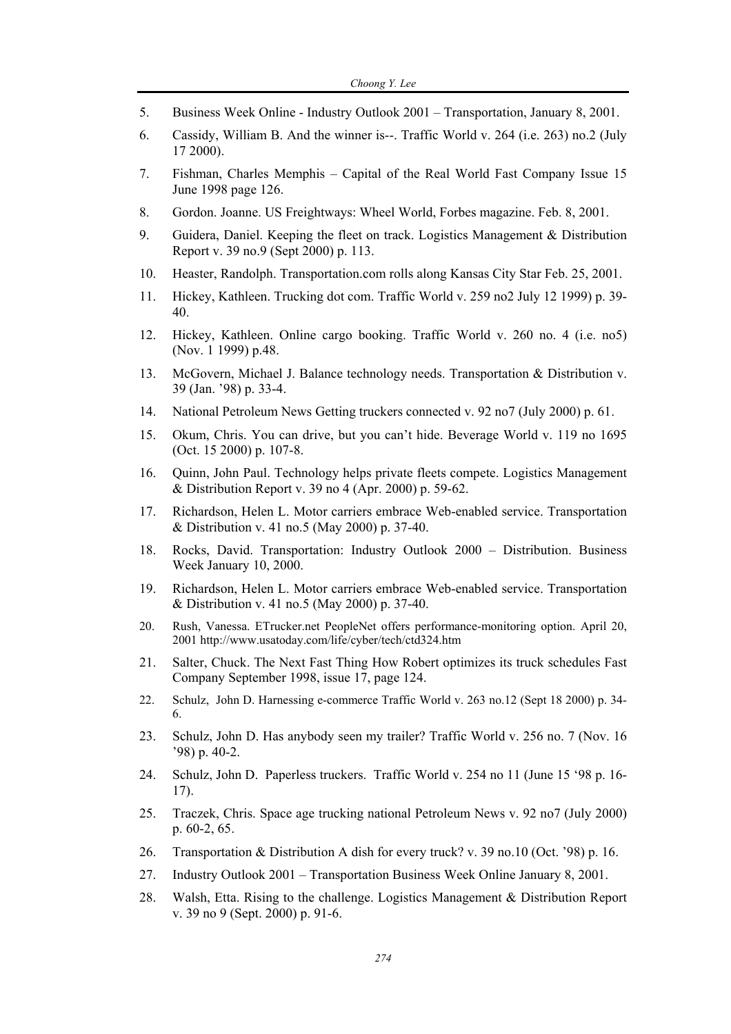5. Business Week Online - Industry Outlook 2001 – Transportation, January 8, 2001.
6. Cassidy, William B. And the winner is--. Traffic World v. 264 (i.e. 263) no.2 (July 17 2000).
7. Fishman, Charles Memphis – Capital of the Real World Fast Company Issue 15 June 1998 page 126.
8. Gordon. Joanne. US Freightways: Wheel World, Forbes magazine. Feb. 8, 2001.
9. Guidera, Daniel. Keeping the fleet on track. Logistics Management & Distribution Report v. 39 no.9 (Sept 2000) p. 113.
10. Heaster, Randolph. Transportation.com rolls along Kansas City Star Feb. 25, 2001.
11. Hickey, Kathleen. Trucking dot com. Traffic World v. 259 no2 July 12 1999) p. 39-40.
12. Hickey, Kathleen. Online cargo booking. Traffic World v. 260 no. 4 (i.e. no5) (Nov. 1 1999) p.48.
13. McGovern, Michael J. Balance technology needs. Transportation & Distribution v. 39 (Jan. '98) p. 33-4.
14. National Petroleum News Getting truckers connected v. 92 no7 (July 2000) p. 61.
15. Okum, Chris. You can drive, but you can't hide. Beverage World v. 119 no 1695 (Oct. 15 2000) p. 107-8.
16. Quinn, John Paul. Technology helps private fleets compete. Logistics Management & Distribution Report v. 39 no 4 (Apr. 2000) p. 59-62.
17. Richardson, Helen L. Motor carriers embrace Web-enabled service. Transportation & Distribution v. 41 no.5 (May 2000) p. 37-40.
18. Rocks, David. Transportation: Industry Outlook 2000 – Distribution. Business Week January 10, 2000.
19. Richardson, Helen L. Motor carriers embrace Web-enabled service. Transportation & Distribution v. 41 no.5 (May 2000) p. 37-40.
20. Rush, Vanessa. ETrucker.net PeopleNet offers performance-monitoring option. April 20, 2001 http://www.usatoday.com/life/cyber/tech/ctd324.htm
21. Salter, Chuck. The Next Fast Thing How Robert optimizes its truck schedules Fast Company September 1998, issue 17, page 124.
22. Schulz, John D. Harnessing e-commerce Traffic World v. 263 no.12 (Sept 18 2000) p. 34-6.
23. Schulz, John D. Has anybody seen my trailer? Traffic World v. 256 no. 7 (Nov. 16 '98) p. 40-2.
24. Schulz, John D. Paperless truckers. Traffic World v. 254 no 11 (June 15 '98 p. 16-17).
25. Traczek, Chris. Space age trucking national Petroleum News v. 92 no7 (July 2000) p. 60-2, 65.
26. Transportation & Distribution A dish for every truck? v. 39 no.10 (Oct. '98) p. 16.
27. Industry Outlook 2001 – Transportation Business Week Online January 8, 2001.
28. Walsh, Etta. Rising to the challenge. Logistics Management & Distribution Report v. 39 no 9 (Sept. 2000) p. 91-6.